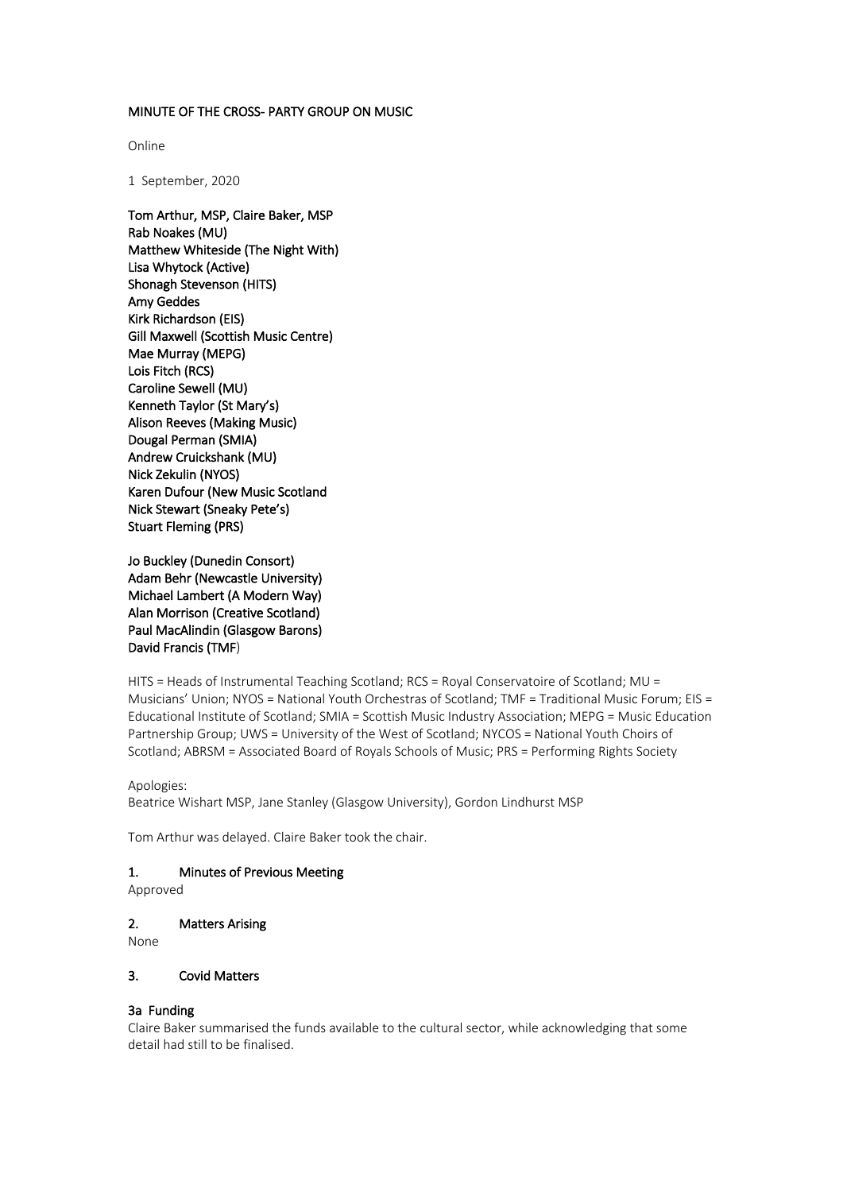**MINUTE OF THE CROSS- PARTY GROUP ON MUSIC**

Online

1 September, 2020

**Tom Arthur, MSP, Claire Baker, MSP**
**Rab Noakes (MU)**
**Matthew Whiteside (The Night With)**
**Lisa Whytock (Active)**
**Shonagh Stevenson (HITS)**
**Amy Geddes**
**Kirk Richardson (EIS)**
**Gill Maxwell (Scottish Music Centre)**
**Mae Murray (MEPG)**
**Lois Fitch (RCS)**
**Caroline Sewell (MU)**
**Kenneth Taylor (St Mary's)**
**Alison Reeves (Making Music)**
**Dougal Perman (SMIA)**
**Andrew Cruickshank (MU)**
**Nick Zekulin (NYOS)**
**Karen Dufour (New Music Scotland**
**Nick Stewart (Sneaky Pete's)**
**Stuart Fleming (PRS)**

**Jo Buckley (Dunedin Consort)**
**Adam Behr (Newcastle University)**
**Michael Lambert (A Modern Way)**
**Alan Morrison (Creative Scotland)**
**Paul MacAlindin (Glasgow Barons)**
**David Francis (TMF)**

HITS = Heads of Instrumental Teaching Scotland; RCS = Royal Conservatoire of Scotland; MU = Musicians' Union; NYOS = National Youth Orchestras of Scotland; TMF = Traditional Music Forum; EIS = Educational Institute of Scotland; SMIA = Scottish Music Industry Association; MEPG = Music Education Partnership Group; UWS = University of the West of Scotland; NYCOS = National Youth Choirs of Scotland; ABRSM = Associated Board of Royals Schools of Music; PRS = Performing Rights Society

Apologies:
Beatrice Wishart MSP, Jane Stanley (Glasgow University), Gordon Lindhurst MSP

Tom Arthur was delayed. Claire Baker took the chair.

### 1. Minutes of Previous Meeting

Approved

### 2. Matters Arising

None

### 3. Covid Matters

#### 3a Funding

Claire Baker summarised the funds available to the cultural sector, while acknowledging that some detail had still to be finalised.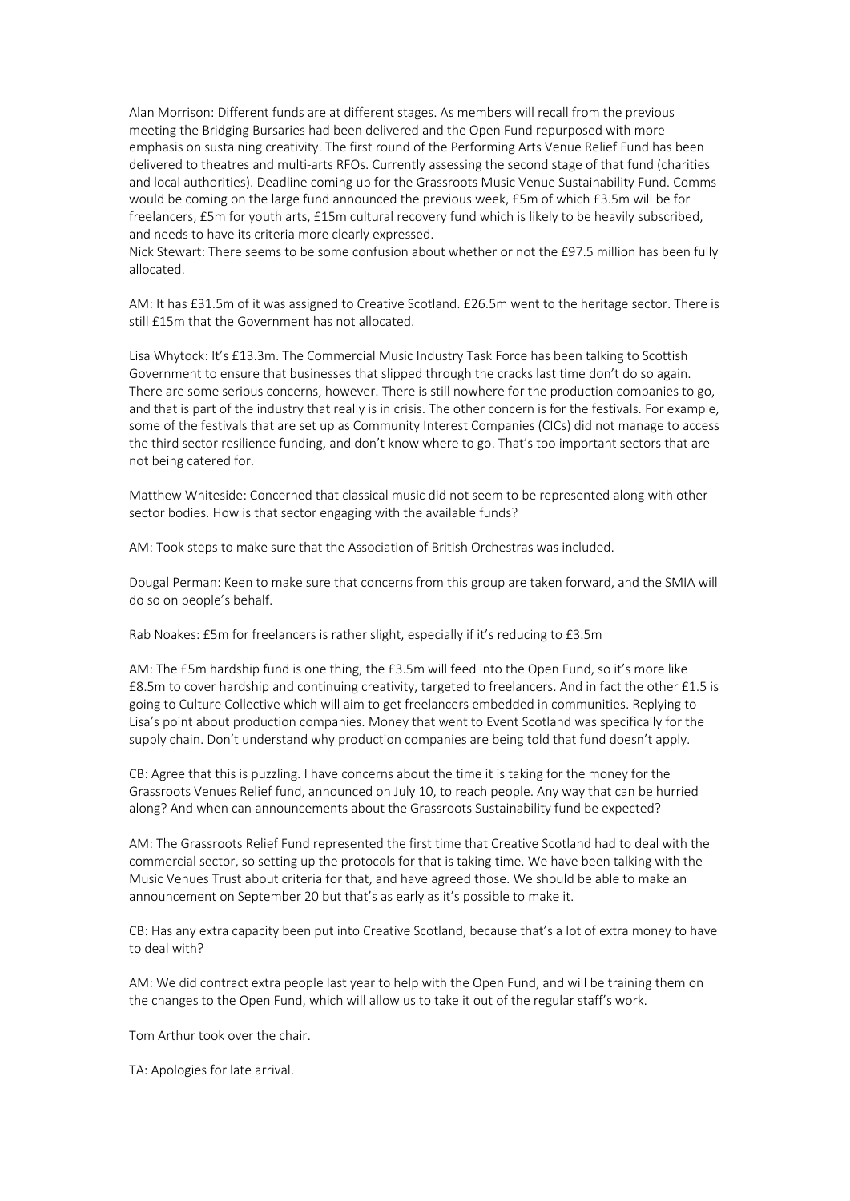Alan Morrison: Different funds are at different stages. As members will recall from the previous meeting the Bridging Bursaries had been delivered and the Open Fund repurposed with more emphasis on sustaining creativity. The first round of the Performing Arts Venue Relief Fund has been delivered to theatres and multi-arts RFOs. Currently assessing the second stage of that fund (charities and local authorities). Deadline coming up for the Grassroots Music Venue Sustainability Fund. Comms would be coming on the large fund announced the previous week, £5m of which £3.5m will be for freelancers, £5m for youth arts, £15m cultural recovery fund which is likely to be heavily subscribed, and needs to have its criteria more clearly expressed.
Nick Stewart: There seems to be some confusion about whether or not the £97.5 million has been fully allocated.

AM: It has £31.5m of it was assigned to Creative Scotland. £26.5m went to the heritage sector. There is still £15m that the Government has not allocated.

Lisa Whytock: It's £13.3m. The Commercial Music Industry Task Force has been talking to Scottish Government to ensure that businesses that slipped through the cracks last time don't do so again. There are some serious concerns, however. There is still nowhere for the production companies to go, and that is part of the industry that really is in crisis. The other concern is for the festivals. For example, some of the festivals that are set up as Community Interest Companies (CICs) did not manage to access the third sector resilience funding, and don't know where to go. That's too important sectors that are not being catered for.

Matthew Whiteside: Concerned that classical music did not seem to be represented along with other sector bodies. How is that sector engaging with the available funds?

AM: Took steps to make sure that the Association of British Orchestras was included.

Dougal Perman: Keen to make sure that concerns from this group are taken forward, and the SMIA will do so on people's behalf.

Rab Noakes: £5m for freelancers is rather slight, especially if it's reducing to £3.5m

AM: The £5m hardship fund is one thing, the £3.5m will feed into the Open Fund, so it's more like £8.5m to cover hardship and continuing creativity, targeted to freelancers. And in fact the other £1.5 is going to Culture Collective which will aim to get freelancers embedded in communities. Replying to Lisa's point about production companies. Money that went to Event Scotland was specifically for the supply chain. Don't understand why production companies are being told that fund doesn't apply.

CB: Agree that this is puzzling. I have concerns about the time it is taking for the money for the Grassroots Venues Relief fund, announced on July 10, to reach people. Any way that can be hurried along? And when can announcements about the Grassroots Sustainability fund be expected?

AM: The Grassroots Relief Fund represented the first time that Creative Scotland had to deal with the commercial sector, so setting up the protocols for that is taking time. We have been talking with the Music Venues Trust about criteria for that, and have agreed those. We should be able to make an announcement on September 20 but that's as early as it's possible to make it.

CB: Has any extra capacity been put into Creative Scotland, because that's a lot of extra money to have to deal with?

AM: We did contract extra people last year to help with the Open Fund, and will be training them on the changes to the Open Fund, which will allow us to take it out of the regular staff's work.

Tom Arthur took over the chair.

TA: Apologies for late arrival.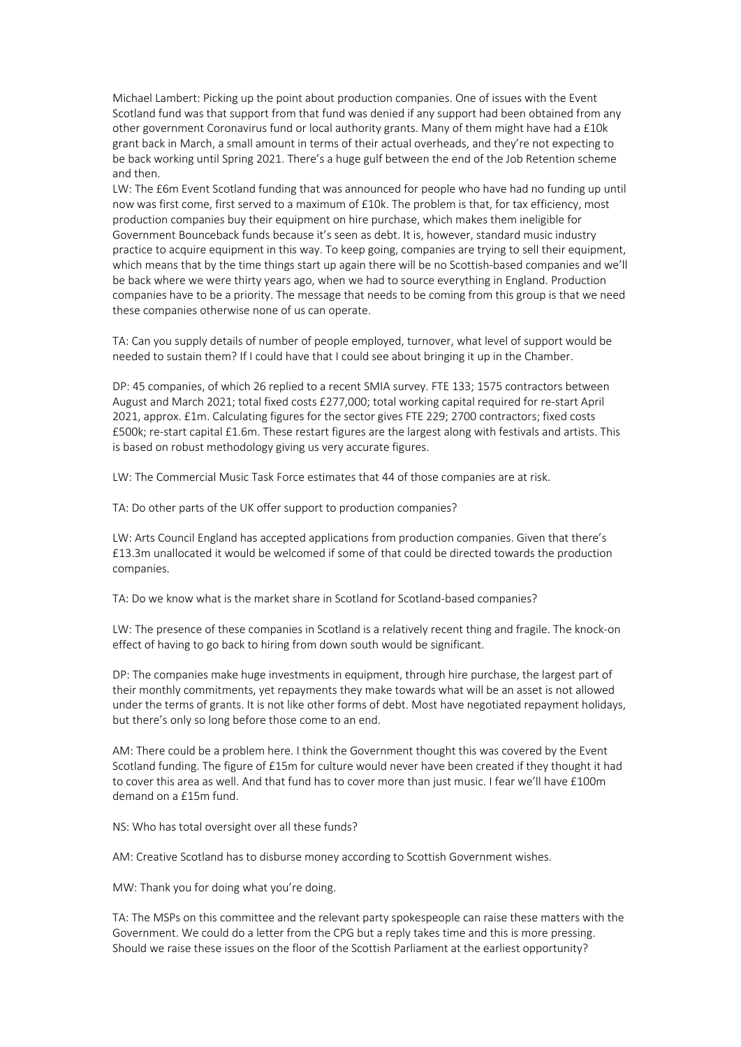Michael Lambert: Picking up the point about production companies. One of issues with the Event Scotland fund was that support from that fund was denied if any support had been obtained from any other government Coronavirus fund or local authority grants. Many of them might have had a £10k grant back in March, a small amount in terms of their actual overheads, and they're not expecting to be back working until Spring 2021. There's a huge gulf between the end of the Job Retention scheme and then.

LW: The £6m Event Scotland funding that was announced for people who have had no funding up until now was first come, first served to a maximum of £10k. The problem is that, for tax efficiency, most production companies buy their equipment on hire purchase, which makes them ineligible for Government Bounceback funds because it's seen as debt. It is, however, standard music industry practice to acquire equipment in this way. To keep going, companies are trying to sell their equipment, which means that by the time things start up again there will be no Scottish-based companies and we'll be back where we were thirty years ago, when we had to source everything in England. Production companies have to be a priority. The message that needs to be coming from this group is that we need these companies otherwise none of us can operate.

TA: Can you supply details of number of people employed, turnover, what level of support would be needed to sustain them? If I could have that I could see about bringing it up in the Chamber.

DP: 45 companies, of which 26 replied to a recent SMIA survey. FTE 133; 1575 contractors between August and March 2021; total fixed costs £277,000; total working capital required for re-start April 2021, approx. £1m. Calculating figures for the sector gives FTE 229; 2700 contractors; fixed costs £500k; re-start capital £1.6m. These restart figures are the largest along with festivals and artists. This is based on robust methodology giving us very accurate figures.

LW: The Commercial Music Task Force estimates that 44 of those companies are at risk.

TA: Do other parts of the UK offer support to production companies?

LW: Arts Council England has accepted applications from production companies. Given that there's £13.3m unallocated it would be welcomed if some of that could be directed towards the production companies.

TA: Do we know what is the market share in Scotland for Scotland-based companies?

LW: The presence of these companies in Scotland is a relatively recent thing and fragile. The knock-on effect of having to go back to hiring from down south would be significant.

DP: The companies make huge investments in equipment, through hire purchase, the largest part of their monthly commitments, yet repayments they make towards what will be an asset is not allowed under the terms of grants. It is not like other forms of debt. Most have negotiated repayment holidays, but there's only so long before those come to an end.

AM: There could be a problem here. I think the Government thought this was covered by the Event Scotland funding. The figure of £15m for culture would never have been created if they thought it had to cover this area as well. And that fund has to cover more than just music. I fear we'll have £100m demand on a £15m fund.

NS: Who has total oversight over all these funds?

AM: Creative Scotland has to disburse money according to Scottish Government wishes.

MW: Thank you for doing what you're doing.

TA: The MSPs on this committee and the relevant party spokespeople can raise these matters with the Government. We could do a letter from the CPG but a reply takes time and this is more pressing. Should we raise these issues on the floor of the Scottish Parliament at the earliest opportunity?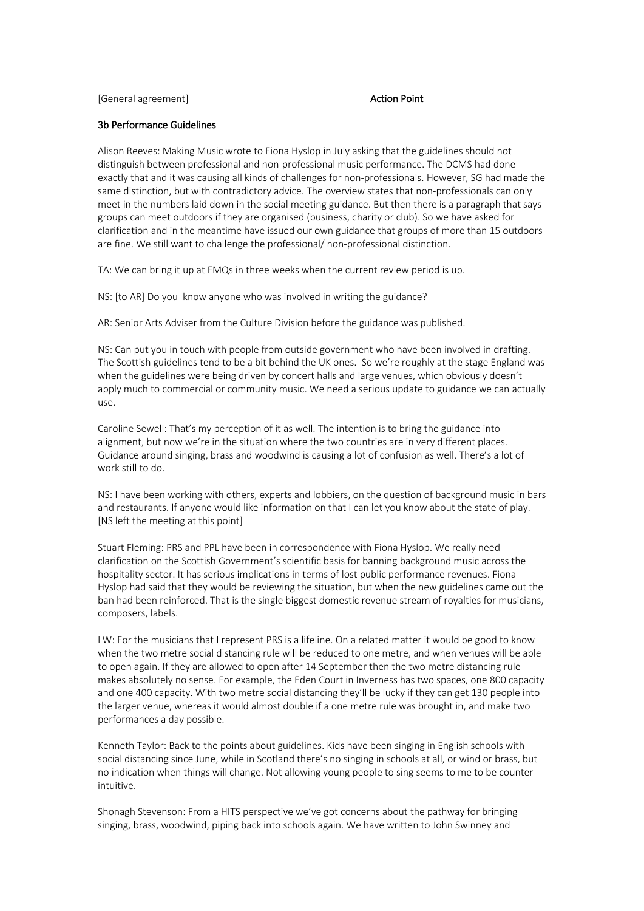[General agreement] **Action Point**

**3b Performance Guidelines**

Alison Reeves: Making Music wrote to Fiona Hyslop in July asking that the guidelines should not distinguish between professional and non-professional music performance. The DCMS had done exactly that and it was causing all kinds of challenges for non-professionals. However, SG had made the same distinction, but with contradictory advice. The overview states that non-professionals can only meet in the numbers laid down in the social meeting guidance. But then there is a paragraph that says groups can meet outdoors if they are organised (business, charity or club). So we have asked for clarification and in the meantime have issued our own guidance that groups of more than 15 outdoors are fine. We still want to challenge the professional/ non-professional distinction.

TA: We can bring it up at FMQs in three weeks when the current review period is up.

NS: [to AR] Do you know anyone who was involved in writing the guidance?

AR: Senior Arts Adviser from the Culture Division before the guidance was published.

NS: Can put you in touch with people from outside government who have been involved in drafting. The Scottish guidelines tend to be a bit behind the UK ones. So we're roughly at the stage England was when the guidelines were being driven by concert halls and large venues, which obviously doesn't apply much to commercial or community music. We need a serious update to guidance we can actually use.

Caroline Sewell: That's my perception of it as well. The intention is to bring the guidance into alignment, but now we're in the situation where the two countries are in very different places. Guidance around singing, brass and woodwind is causing a lot of confusion as well. There's a lot of work still to do.

NS: I have been working with others, experts and lobbiers, on the question of background music in bars and restaurants. If anyone would like information on that I can let you know about the state of play. [NS left the meeting at this point]

Stuart Fleming: PRS and PPL have been in correspondence with Fiona Hyslop. We really need clarification on the Scottish Government's scientific basis for banning background music across the hospitality sector. It has serious implications in terms of lost public performance revenues. Fiona Hyslop had said that they would be reviewing the situation, but when the new guidelines came out the ban had been reinforced. That is the single biggest domestic revenue stream of royalties for musicians, composers, labels.

LW: For the musicians that I represent PRS is a lifeline. On a related matter it would be good to know when the two metre social distancing rule will be reduced to one metre, and when venues will be able to open again. If they are allowed to open after 14 September then the two metre distancing rule makes absolutely no sense. For example, the Eden Court in Inverness has two spaces, one 800 capacity and one 400 capacity. With two metre social distancing they'll be lucky if they can get 130 people into the larger venue, whereas it would almost double if a one metre rule was brought in, and make two performances a day possible.

Kenneth Taylor: Back to the points about guidelines. Kids have been singing in English schools with social distancing since June, while in Scotland there's no singing in schools at all, or wind or brass, but no indication when things will change. Not allowing young people to sing seems to me to be counter-intuitive.

Shonagh Stevenson: From a HITS perspective we've got concerns about the pathway for bringing singing, brass, woodwind, piping back into schools again. We have written to John Swinney and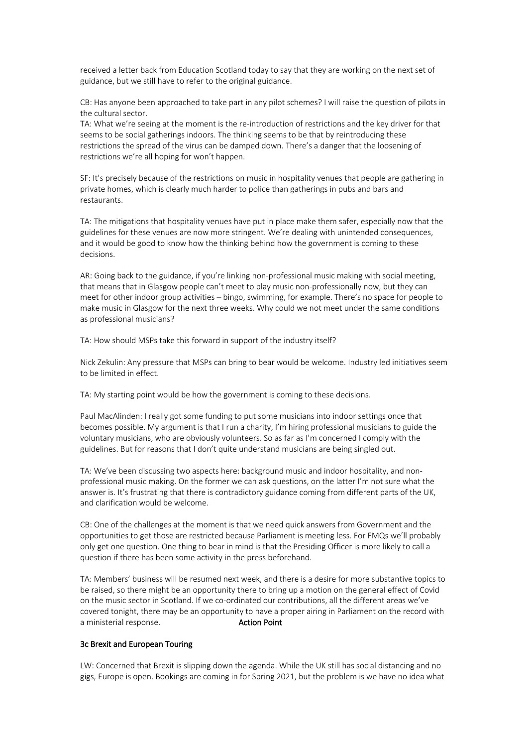received a letter back from Education Scotland today to say that they are working on the next set of guidance, but we still have to refer to the original guidance.

CB: Has anyone been approached to take part in any pilot schemes? I will raise the question of pilots in the cultural sector.
TA: What we're seeing at the moment is the re-introduction of restrictions and the key driver for that seems to be social gatherings indoors. The thinking seems to be that by reintroducing these restrictions the spread of the virus can be damped down. There's a danger that the loosening of restrictions we're all hoping for won't happen.

SF: It's precisely because of the restrictions on music in hospitality venues that people are gathering in private homes, which is clearly much harder to police than gatherings in pubs and bars and restaurants.

TA: The mitigations that hospitality venues have put in place make them safer, especially now that the guidelines for these venues are now more stringent. We're dealing with unintended consequences, and it would be good to know how the thinking behind how the government is coming to these decisions.

AR: Going back to the guidance, if you're linking non-professional music making with social meeting, that means that in Glasgow people can't meet to play music non-professionally now, but they can meet for other indoor group activities – bingo, swimming, for example. There's no space for people to make music in Glasgow for the next three weeks. Why could we not meet under the same conditions as professional musicians?

TA: How should MSPs take this forward in support of the industry itself?

Nick Zekulin: Any pressure that MSPs can bring to bear would be welcome. Industry led initiatives seem to be limited in effect.

TA: My starting point would be how the government is coming to these decisions.

Paul MacAlinden: I really got some funding to put some musicians into indoor settings once that becomes possible. My argument is that I run a charity, I'm hiring professional musicians to guide the voluntary musicians, who are obviously volunteers. So as far as I'm concerned I comply with the guidelines. But for reasons that I don't quite understand musicians are being singled out.

TA: We've been discussing two aspects here: background music and indoor hospitality, and non-professional music making. On the former we can ask questions, on the latter I'm not sure what the answer is. It's frustrating that there is contradictory guidance coming from different parts of the UK, and clarification would be welcome.

CB: One of the challenges at the moment is that we need quick answers from Government and the opportunities to get those are restricted because Parliament is meeting less. For FMQs we'll probably only get one question. One thing to bear in mind is that the Presiding Officer is more likely to call a question if there has been some activity in the press beforehand.

TA: Members' business will be resumed next week, and there is a desire for more substantive topics to be raised, so there might be an opportunity there to bring up a motion on the general effect of Covid on the music sector in Scotland. If we co-ordinated our contributions, all the different areas we've covered tonight, there may be an opportunity to have a proper airing in Parliament on the record with a ministerial response. **Action Point**

### 3c Brexit and European Touring

LW: Concerned that Brexit is slipping down the agenda. While the UK still has social distancing and no gigs, Europe is open. Bookings are coming in for Spring 2021, but the problem is we have no idea what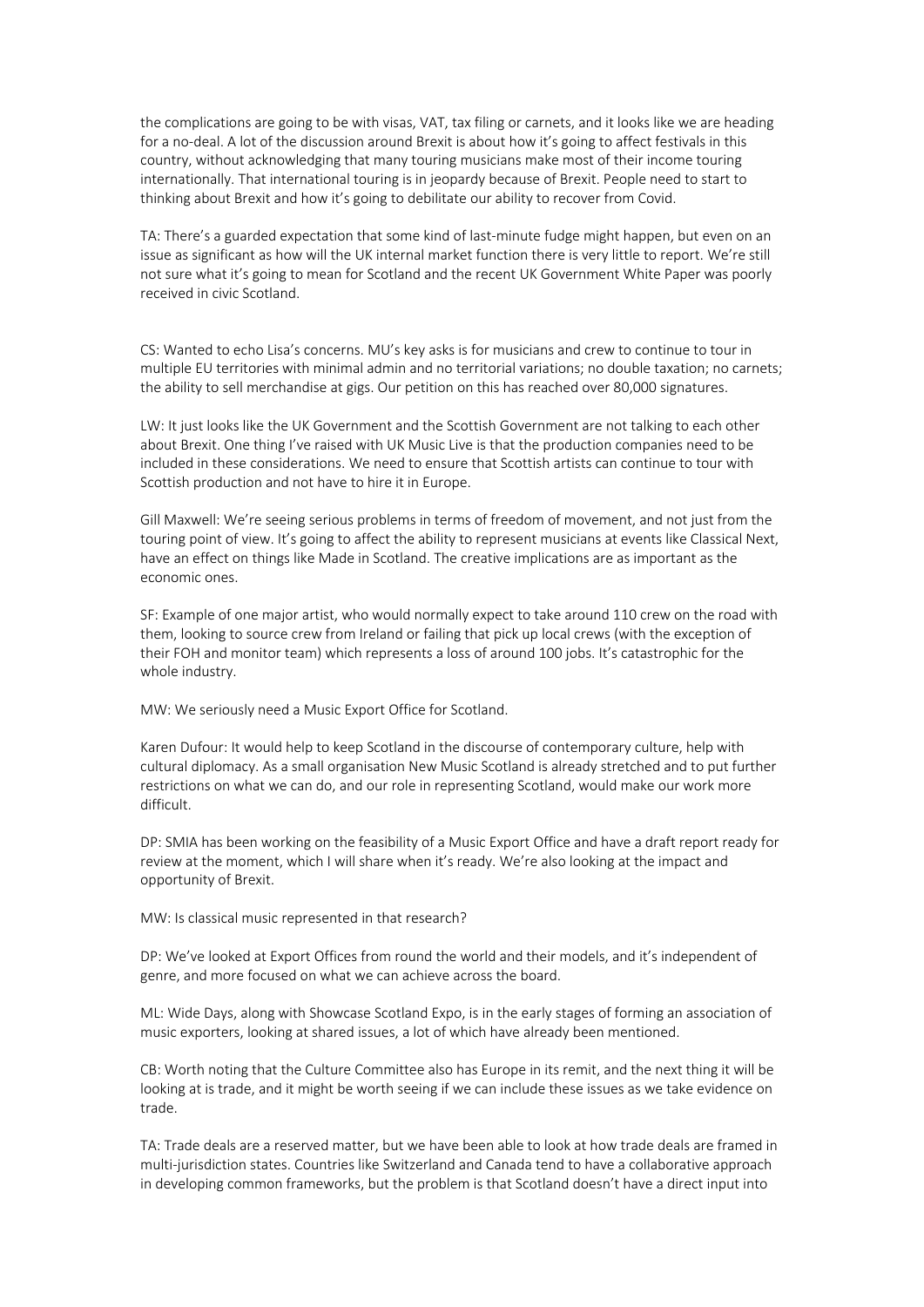the complications are going to be with visas, VAT, tax filing or carnets, and it looks like we are heading for a no-deal. A lot of the discussion around Brexit is about how it's going to affect festivals in this country, without acknowledging that many touring musicians make most of their income touring internationally. That international touring is in jeopardy because of Brexit. People need to start to thinking about Brexit and how it's going to debilitate our ability to recover from Covid.

TA: There's a guarded expectation that some kind of last-minute fudge might happen, but even on an issue as significant as how will the UK internal market function there is very little to report. We're still not sure what it's going to mean for Scotland and the recent UK Government White Paper was poorly received in civic Scotland.

CS: Wanted to echo Lisa's concerns. MU's key asks is for musicians and crew to continue to tour in multiple EU territories with minimal admin and no territorial variations; no double taxation; no carnets; the ability to sell merchandise at gigs. Our petition on this has reached over 80,000 signatures.

LW: It just looks like the UK Government and the Scottish Government are not talking to each other about Brexit. One thing I've raised with UK Music Live is that the production companies need to be included in these considerations. We need to ensure that Scottish artists can continue to tour with Scottish production and not have to hire it in Europe.

Gill Maxwell: We're seeing serious problems in terms of freedom of movement, and not just from the touring point of view. It's going to affect the ability to represent musicians at events like Classical Next, have an effect on things like Made in Scotland. The creative implications are as important as the economic ones.

SF: Example of one major artist, who would normally expect to take around 110 crew on the road with them, looking to source crew from Ireland or failing that pick up local crews (with the exception of their FOH and monitor team) which represents a loss of around 100 jobs. It's catastrophic for the whole industry.

MW: We seriously need a Music Export Office for Scotland.

Karen Dufour: It would help to keep Scotland in the discourse of contemporary culture, help with cultural diplomacy. As a small organisation New Music Scotland is already stretched and to put further restrictions on what we can do, and our role in representing Scotland, would make our work more difficult.

DP: SMIA has been working on the feasibility of a Music Export Office and have a draft report ready for review at the moment, which I will share when it's ready. We're also looking at the impact and opportunity of Brexit.

MW: Is classical music represented in that research?

DP: We've looked at Export Offices from round the world and their models, and it's independent of genre, and more focused on what we can achieve across the board.

ML: Wide Days, along with Showcase Scotland Expo, is in the early stages of forming an association of music exporters, looking at shared issues, a lot of which have already been mentioned.

CB: Worth noting that the Culture Committee also has Europe in its remit, and the next thing it will be looking at is trade, and it might be worth seeing if we can include these issues as we take evidence on trade.

TA: Trade deals are a reserved matter, but we have been able to look at how trade deals are framed in multi-jurisdiction states. Countries like Switzerland and Canada tend to have a collaborative approach in developing common frameworks, but the problem is that Scotland doesn't have a direct input into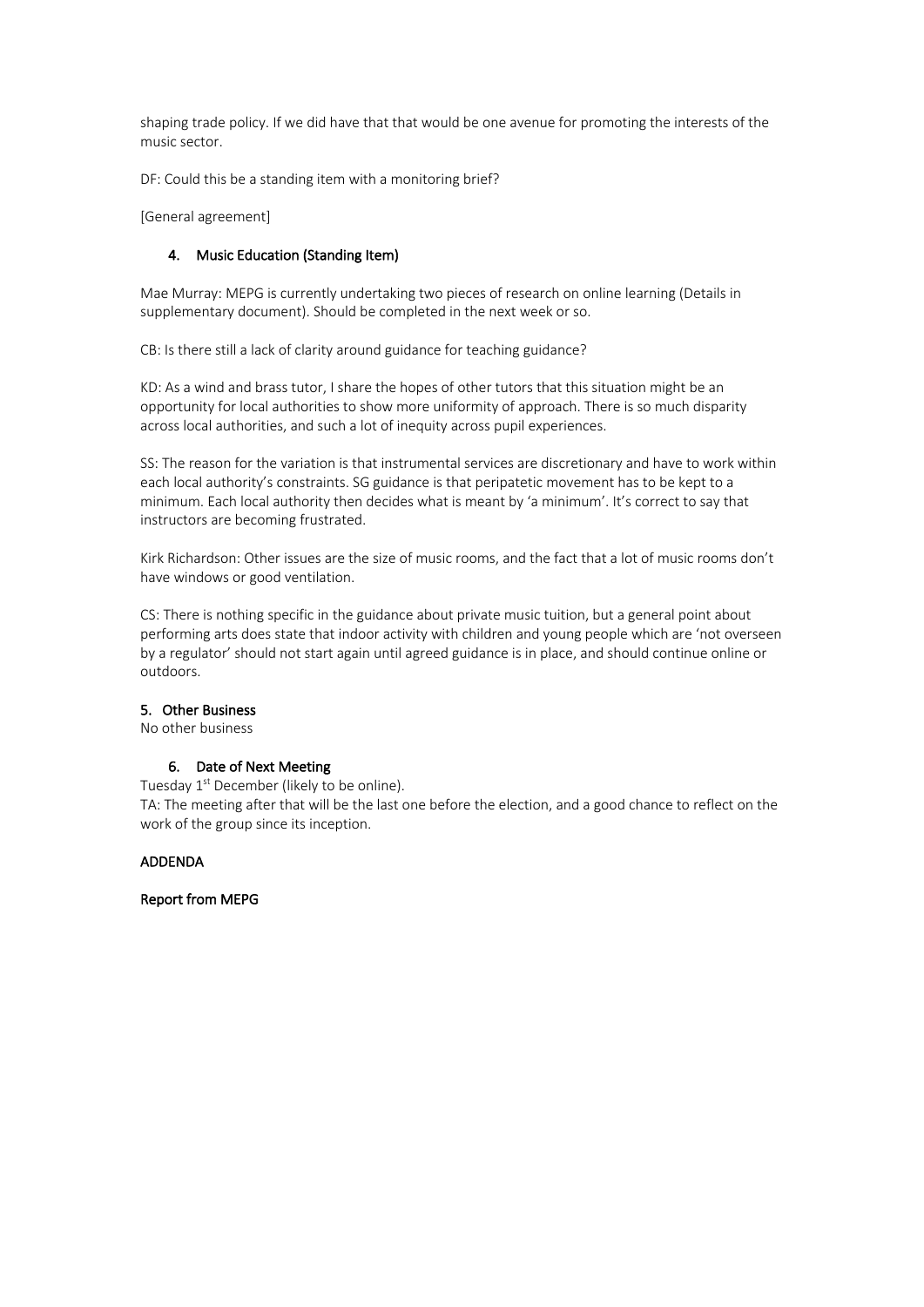shaping trade policy. If we did have that that would be one avenue for promoting the interests of the music sector.

DF: Could this be a standing item with a monitoring brief?

[General agreement]

## 4. Music Education (Standing Item)

Mae Murray: MEPG is currently undertaking two pieces of research on online learning (Details in supplementary document). Should be completed in the next week or so.

CB: Is there still a lack of clarity around guidance for teaching guidance?

KD: As a wind and brass tutor, I share the hopes of other tutors that this situation might be an opportunity for local authorities to show more uniformity of approach. There is so much disparity across local authorities, and such a lot of inequity across pupil experiences.

SS: The reason for the variation is that instrumental services are discretionary and have to work within each local authority's constraints. SG guidance is that peripatetic movement has to be kept to a minimum. Each local authority then decides what is meant by 'a minimum'. It's correct to say that instructors are becoming frustrated.

Kirk Richardson: Other issues are the size of music rooms, and the fact that a lot of music rooms don't have windows or good ventilation.

CS: There is nothing specific in the guidance about private music tuition, but a general point about performing arts does state that indoor activity with children and young people which are 'not overseen by a regulator' should not start again until agreed guidance is in place, and should continue online or outdoors.

## 5. Other Business

No other business

## 6. Date of Next Meeting

Tuesday 1st December (likely to be online).

TA: The meeting after that will be the last one before the election, and a good chance to reflect on the work of the group since its inception.

## ADDENDA

### Report from MEPG